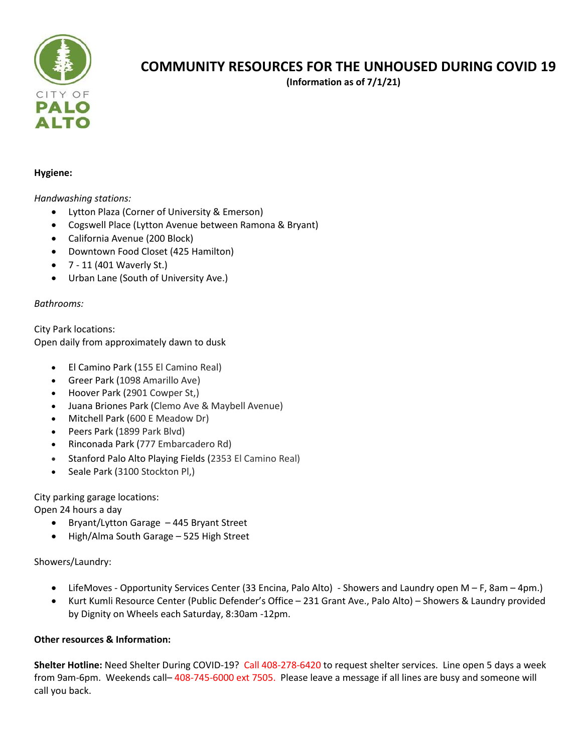CITY OF PALO ALTO

# COMMUNITY RESOURCES FOR THE UNHOUSED DURING COVID 19

**(Information as of 7/1/21)**

**Hygiene:**

*Handwashing stations:*

- Lytton Plaza (Corner of University & Emerson)
- Cogswell Place (Lytton Avenue between Ramona & Bryant)
- California Avenue (200 Block)
- Downtown Food Closet (425 Hamilton)
- 7 - 11 (401 Waverly St.)
- Urban Lane (South of University Ave.)

*Bathrooms:*

City Park locations:
Open daily from approximately dawn to dusk

- El Camino Park (155 El Camino Real)
- Greer Park (1098 Amarillo Ave)
- Hoover Park (2901 Cowper St,)
- Juana Briones Park (Clemo Ave & Maybell Avenue)
- Mitchell Park (600 E Meadow Dr)
- Peers Park (1899 Park Blvd)
- Rinconada Park (777 Embarcadero Rd)
- Stanford Palo Alto Playing Fields (2353 El Camino Real)
- Seale Park (3100 Stockton Pl,)

City parking garage locations:
Open 24 hours a day

- Bryant/Lytton Garage – 445 Bryant Street
- High/Alma South Garage – 525 High Street

Showers/Laundry:

- LifeMoves - Opportunity Services Center (33 Encina, Palo Alto) - Showers and Laundry open M – F, 8am – 4pm.)
- Kurt Kumli Resource Center (Public Defender's Office – 231 Grant Ave., Palo Alto) – Showers & Laundry provided by Dignity on Wheels each Saturday, 8:30am -12pm.

**Other resources & Information:**

**Shelter Hotline:** Need Shelter During COVID-19? Call 408-278-6420 to request shelter services. Line open 5 days a week from 9am-6pm. Weekends call– 408-745-6000 ext 7505. Please leave a message if all lines are busy and someone will call you back.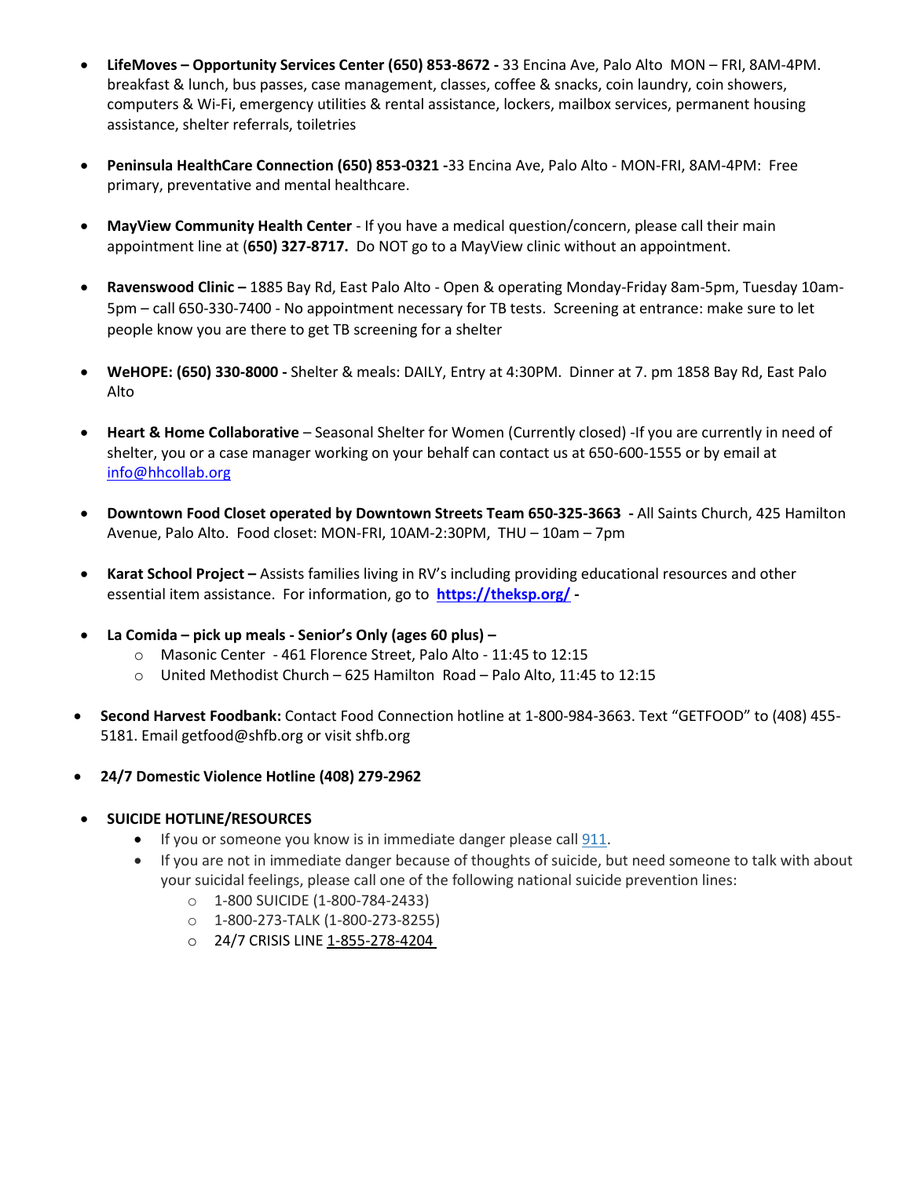- **LifeMoves – Opportunity Services Center (650) 853-8672 -** 33 Encina Ave, Palo Alto  MON – FRI, 8AM-4PM. breakfast & lunch, bus passes, case management, classes, coffee & snacks, coin laundry, coin showers, computers & Wi-Fi, emergency utilities & rental assistance, lockers, mailbox services, permanent housing assistance, shelter referrals, toiletries

- **Peninsula HealthCare Connection (650) 853-0321 -**33 Encina Ave, Palo Alto - MON-FRI, 8AM-4PM:  Free primary, preventative and mental healthcare.

- **MayView Community Health Center** - If you have a medical question/concern, please call their main appointment line at (**650) 327-8717.**  Do NOT go to a MayView clinic without an appointment.

- **Ravenswood Clinic –** 1885 Bay Rd, East Palo Alto - Open & operating Monday-Friday 8am-5pm, Tuesday 10am-5pm – call 650-330-7400 - No appointment necessary for TB tests.  Screening at entrance: make sure to let people know you are there to get TB screening for a shelter

- **WeHOPE: (650) 330-8000 -** Shelter & meals: DAILY, Entry at 4:30PM.  Dinner at 7. pm 1858 Bay Rd, East Palo Alto

- **Heart & Home Collaborative** – Seasonal Shelter for Women (Currently closed) -If you are currently in need of shelter, you or a case manager working on your behalf can contact us at 650-600-1555 or by email at info@hhcollab.org

- **Downtown Food Closet operated by Downtown Streets Team 650-325-3663  -** All Saints Church, 425 Hamilton Avenue, Palo Alto.  Food closet: MON-FRI, 10AM-2:30PM,  THU – 10am – 7pm

- **Karat School Project –** Assists families living in RV's including providing educational resources and other essential item assistance.  For information, go to  **https://theksp.org/ -**

- **La Comida – pick up meals - Senior's Only (ages 60 plus) –**
  - Masonic Center  - 461 Florence Street, Palo Alto - 11:45 to 12:15
  - United Methodist Church – 625 Hamilton  Road – Palo Alto, 11:45 to 12:15

- **Second Harvest Foodbank:** Contact Food Connection hotline at 1-800-984-3663. Text "GETFOOD" to (408) 455-5181. Email getfood@shfb.org or visit shfb.org

- **24/7 Domestic Violence Hotline (408) 279-2962**

- **SUICIDE HOTLINE/RESOURCES**
  - If you or someone you know is in immediate danger please call 911.
  - If you are not in immediate danger because of thoughts of suicide, but need someone to talk with about your suicidal feelings, please call one of the following national suicide prevention lines:
    - 1-800 SUICIDE (1-800-784-2433)
    - 1-800-273-TALK (1-800-273-8255)
    - 24/7 CRISIS LINE 1-855-278-4204